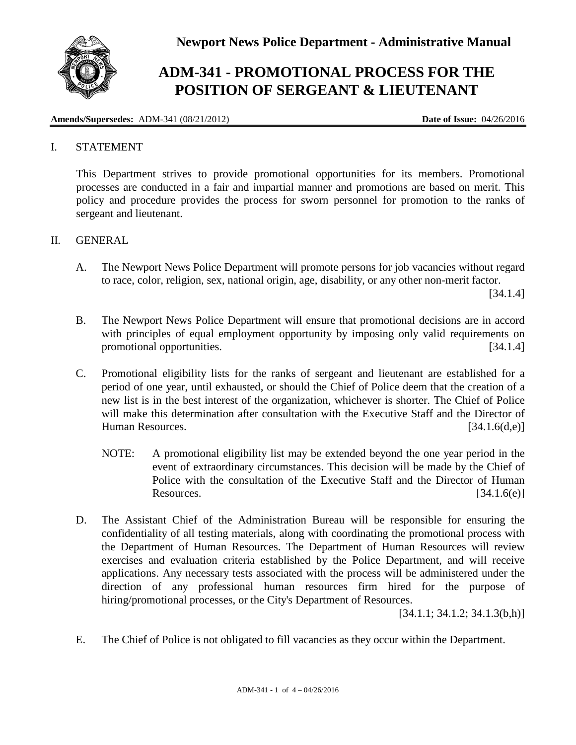**Newport News Police Department - Administrative Manual**

# ADM-341 - PROMOTIONAL PROCESS FOR THE POSITION OF SERGEANT & LIEUTENANT

**Amends/Supersedes:** ADM-341 (08/21/2012) **Date of Issue:** 04/26/2016

## I. STATEMENT

This Department strives to provide promotional opportunities for its members. Promotional processes are conducted in a fair and impartial manner and promotions are based on merit. This policy and procedure provides the process for sworn personnel for promotion to the ranks of sergeant and lieutenant.

## II. GENERAL

A. The Newport News Police Department will promote persons for job vacancies without regard to race, color, religion, sex, national origin, age, disability, or any other non-merit factor. [34.1.4]

B. The Newport News Police Department will ensure that promotional decisions are in accord with principles of equal employment opportunity by imposing only valid requirements on promotional opportunities. [34.1.4]

C. Promotional eligibility lists for the ranks of sergeant and lieutenant are established for a period of one year, until exhausted, or should the Chief of Police deem that the creation of a new list is in the best interest of the organization, whichever is shorter. The Chief of Police will make this determination after consultation with the Executive Staff and the Director of Human Resources. [34.1.6(d,e)]

NOTE: A promotional eligibility list may be extended beyond the one year period in the event of extraordinary circumstances. This decision will be made by the Chief of Police with the consultation of the Executive Staff and the Director of Human Resources. [34.1.6(e)]

D. The Assistant Chief of the Administration Bureau will be responsible for ensuring the confidentiality of all testing materials, along with coordinating the promotional process with the Department of Human Resources. The Department of Human Resources will review exercises and evaluation criteria established by the Police Department, and will receive applications. Any necessary tests associated with the process will be administered under the direction of any professional human resources firm hired for the purpose of hiring/promotional processes, or the City's Department of Resources. [34.1.1; 34.1.2; 34.1.3(b,h)]

E. The Chief of Police is not obligated to fill vacancies as they occur within the Department.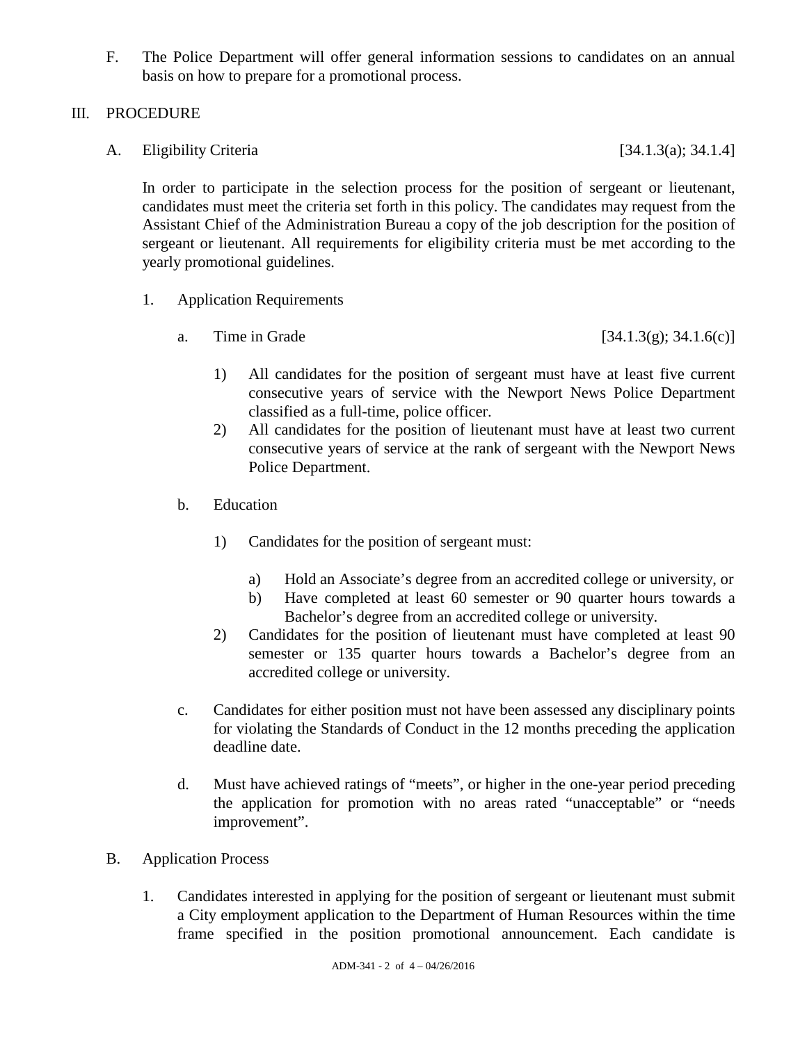F. The Police Department will offer general information sessions to candidates on an annual basis on how to prepare for a promotional process.

## III. PROCEDURE

### A. Eligibility Criteria [34.1.3(a); 34.1.4]

In order to participate in the selection process for the position of sergeant or lieutenant, candidates must meet the criteria set forth in this policy. The candidates may request from the Assistant Chief of the Administration Bureau a copy of the job description for the position of sergeant or lieutenant. All requirements for eligibility criteria must be met according to the yearly promotional guidelines.

1. Application Requirements

   a. Time in Grade [34.1.3(g); 34.1.6(c)]

      1) All candidates for the position of sergeant must have at least five current consecutive years of service with the Newport News Police Department classified as a full-time, police officer.
      2) All candidates for the position of lieutenant must have at least two current consecutive years of service at the rank of sergeant with the Newport News Police Department.

   b. Education

      1) Candidates for the position of sergeant must:

         a) Hold an Associate's degree from an accredited college or university, or
         b) Have completed at least 60 semester or 90 quarter hours towards a Bachelor's degree from an accredited college or university.

      2) Candidates for the position of lieutenant must have completed at least 90 semester or 135 quarter hours towards a Bachelor's degree from an accredited college or university.

   c. Candidates for either position must not have been assessed any disciplinary points for violating the Standards of Conduct in the 12 months preceding the application deadline date.

   d. Must have achieved ratings of "meets", or higher in the one-year period preceding the application for promotion with no areas rated "unacceptable" or "needs improvement".

### B. Application Process

1. Candidates interested in applying for the position of sergeant or lieutenant must submit a City employment application to the Department of Human Resources within the time frame specified in the position promotional announcement. Each candidate is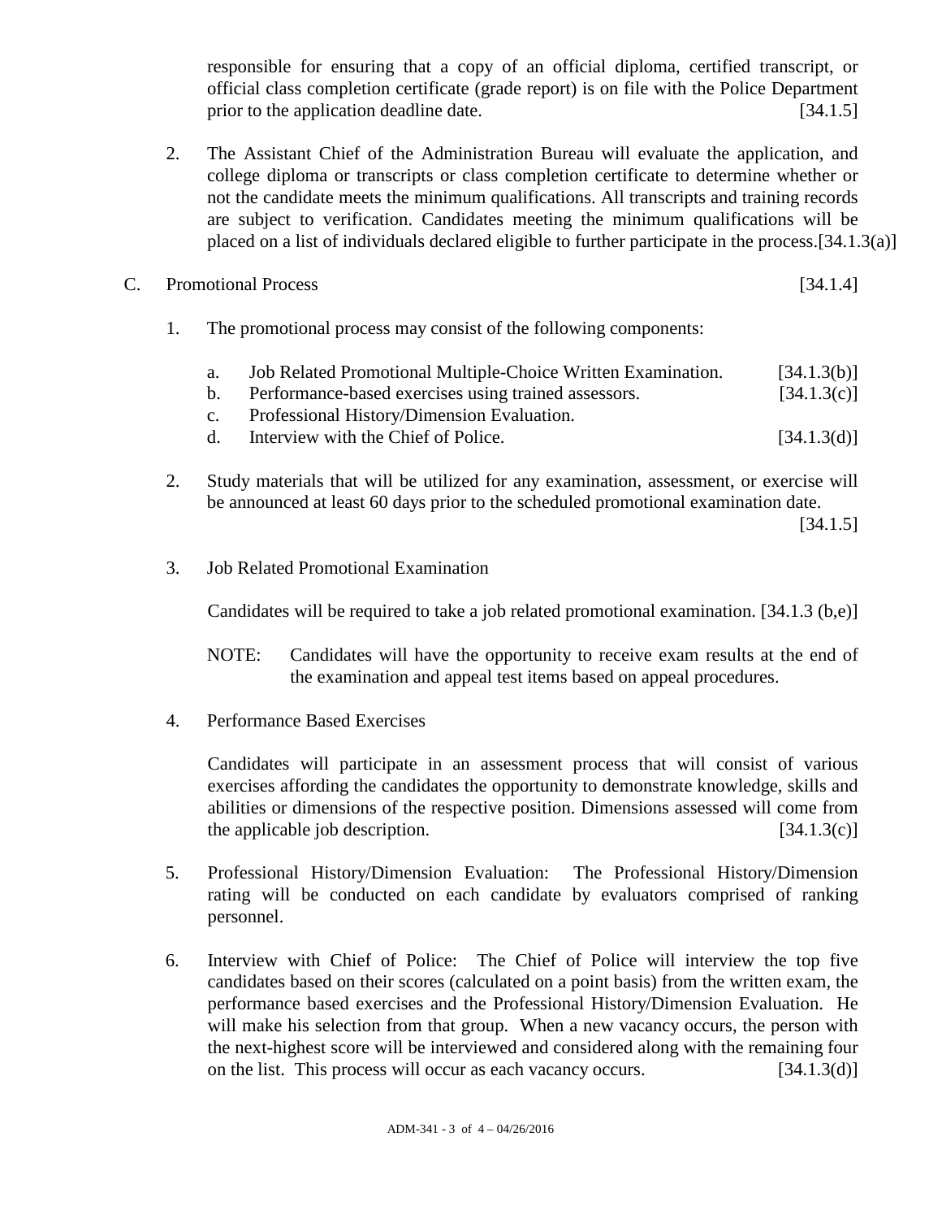responsible for ensuring that a copy of an official diploma, certified transcript, or official class completion certificate (grade report) is on file with the Police Department prior to the application deadline date. [34.1.5]

2. The Assistant Chief of the Administration Bureau will evaluate the application, and college diploma or transcripts or class completion certificate to determine whether or not the candidate meets the minimum qualifications. All transcripts and training records are subject to verification. Candidates meeting the minimum qualifications will be placed on a list of individuals declared eligible to further participate in the process.[34.1.3(a)]

C. Promotional Process [34.1.4]

1. The promotional process may consist of the following components:

   a. Job Related Promotional Multiple-Choice Written Examination. [34.1.3(b)]
   b. Performance-based exercises using trained assessors. [34.1.3(c)]
   c. Professional History/Dimension Evaluation.
   d. Interview with the Chief of Police. [34.1.3(d)]

2. Study materials that will be utilized for any examination, assessment, or exercise will be announced at least 60 days prior to the scheduled promotional examination date. [34.1.5]

3. Job Related Promotional Examination

   Candidates will be required to take a job related promotional examination. [34.1.3 (b,e)]

   NOTE: Candidates will have the opportunity to receive exam results at the end of the examination and appeal test items based on appeal procedures.

4. Performance Based Exercises

   Candidates will participate in an assessment process that will consist of various exercises affording the candidates the opportunity to demonstrate knowledge, skills and abilities or dimensions of the respective position. Dimensions assessed will come from the applicable job description. [34.1.3(c)]

5. Professional History/Dimension Evaluation: The Professional History/Dimension rating will be conducted on each candidate by evaluators comprised of ranking personnel.

6. Interview with Chief of Police: The Chief of Police will interview the top five candidates based on their scores (calculated on a point basis) from the written exam, the performance based exercises and the Professional History/Dimension Evaluation. He will make his selection from that group. When a new vacancy occurs, the person with the next-highest score will be interviewed and considered along with the remaining four on the list. This process will occur as each vacancy occurs. [34.1.3(d)]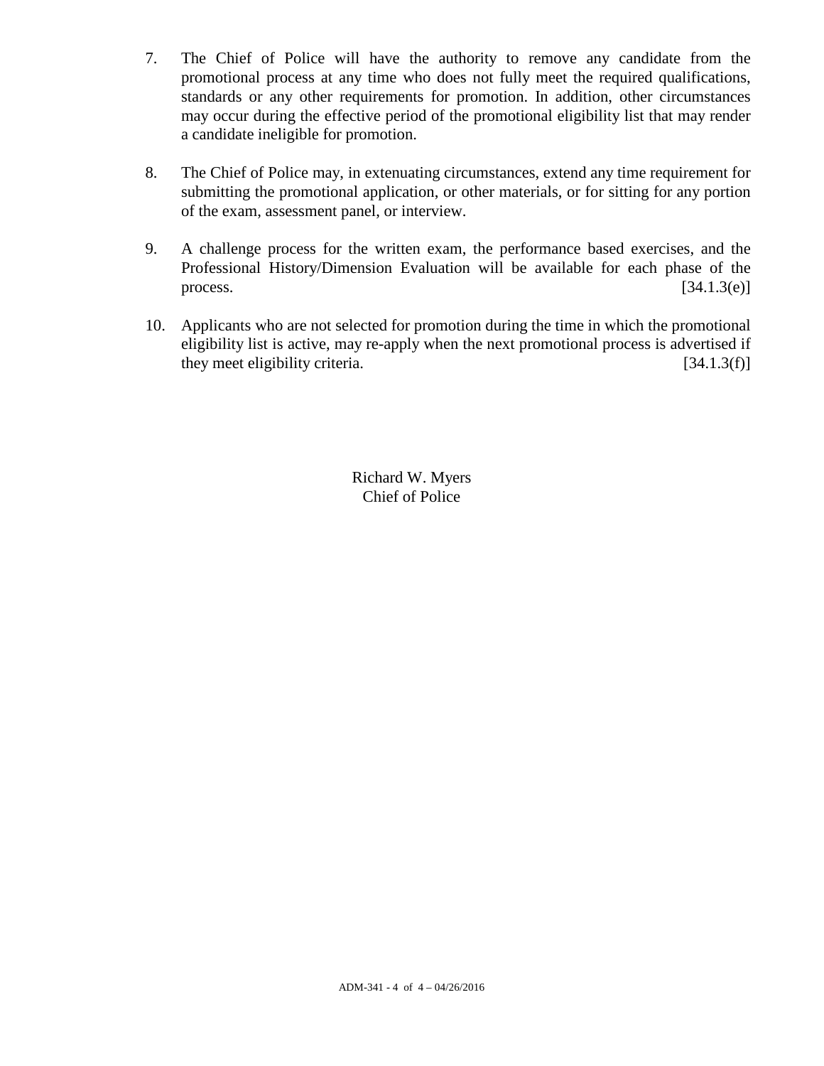7. The Chief of Police will have the authority to remove any candidate from the promotional process at any time who does not fully meet the required qualifications, standards or any other requirements for promotion. In addition, other circumstances may occur during the effective period of the promotional eligibility list that may render a candidate ineligible for promotion.

8. The Chief of Police may, in extenuating circumstances, extend any time requirement for submitting the promotional application, or other materials, or for sitting for any portion of the exam, assessment panel, or interview.

9. A challenge process for the written exam, the performance based exercises, and the Professional History/Dimension Evaluation will be available for each phase of the process. [34.1.3(e)]

10. Applicants who are not selected for promotion during the time in which the promotional eligibility list is active, may re-apply when the next promotional process is advertised if they meet eligibility criteria. [34.1.3(f)]

Richard W. Myers
Chief of Police